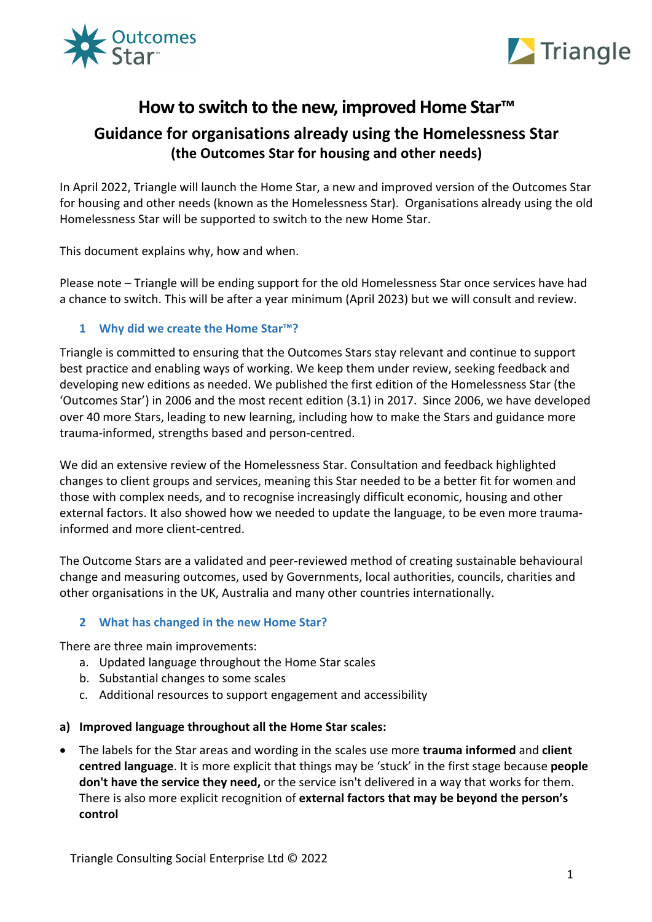# How to switch to the new, improved Home Star™

## Guidance for organisations already using the Homelessness Star

### (the Outcomes Star for housing and other needs)

In April 2022, Triangle will launch the Home Star, a new and improved version of the Outcomes Star for housing and other needs (known as the Homelessness Star). Organisations already using the old Homelessness Star will be supported to switch to the new Home Star.

This document explains why, how and when.

Please note – Triangle will be ending support for the old Homelessness Star once services have had a chance to switch. This will be after a year minimum (April 2023) but we will consult and review.

### 1 Why did we create the Home Star™?

Triangle is committed to ensuring that the Outcomes Stars stay relevant and continue to support best practice and enabling ways of working. We keep them under review, seeking feedback and developing new editions as needed. We published the first edition of the Homelessness Star (the 'Outcomes Star') in 2006 and the most recent edition (3.1) in 2017. Since 2006, we have developed over 40 more Stars, leading to new learning, including how to make the Stars and guidance more trauma-informed, strengths based and person-centred.

We did an extensive review of the Homelessness Star. Consultation and feedback highlighted changes to client groups and services, meaning this Star needed to be a better fit for women and those with complex needs, and to recognise increasingly difficult economic, housing and other external factors. It also showed how we needed to update the language, to be even more trauma-informed and more client-centred.

The Outcome Stars are a validated and peer-reviewed method of creating sustainable behavioural change and measuring outcomes, used by Governments, local authorities, councils, charities and other organisations in the UK, Australia and many other countries internationally.

### 2 What has changed in the new Home Star?

There are three main improvements:

a. Updated language throughout the Home Star scales
b. Substantial changes to some scales
c. Additional resources to support engagement and accessibility

**a) Improved language throughout all the Home Star scales:**

- The labels for the Star areas and wording in the scales use more **trauma informed** and **client centred language**. It is more explicit that things may be 'stuck' in the first stage because **people don't have the service they need,** or the service isn't delivered in a way that works for them. There is also more explicit recognition of **external factors that may be beyond the person's control**

Triangle Consulting Social Enterprise Ltd © 2022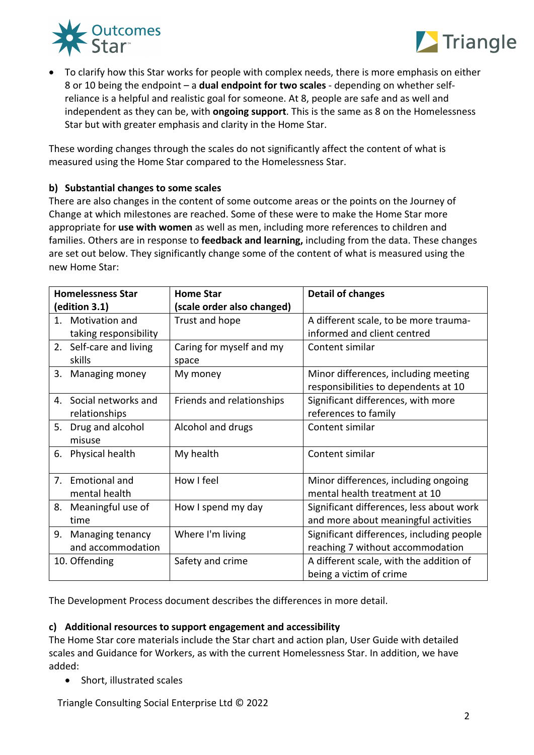- To clarify how this Star works for people with complex needs, there is more emphasis on either 8 or 10 being the endpoint – a **dual endpoint for two scales** - depending on whether self-reliance is a helpful and realistic goal for someone. At 8, people are safe and as well and independent as they can be, with **ongoing support**. This is the same as 8 on the Homelessness Star but with greater emphasis and clarity in the Home Star.

These wording changes through the scales do not significantly affect the content of what is measured using the Home Star compared to the Homelessness Star.

**b) Substantial changes to some scales**

There are also changes in the content of some outcome areas or the points on the Journey of Change at which milestones are reached. Some of these were to make the Home Star more appropriate for **use with women** as well as men, including more references to children and families. Others are in response to **feedback and learning,** including from the data. These changes are set out below. They significantly change some of the content of what is measured using the new Home Star:

| Homelessness Star (edition 3.1) | Home Star (scale order also changed) | Detail of changes |
|---|---|---|
| 1. Motivation and taking responsibility | Trust and hope | A different scale, to be more trauma-informed and client centred |
| 2. Self-care and living skills | Caring for myself and my space | Content similar |
| 3. Managing money | My money | Minor differences, including meeting responsibilities to dependents at 10 |
| 4. Social networks and relationships | Friends and relationships | Significant differences, with more references to family |
| 5. Drug and alcohol misuse | Alcohol and drugs | Content similar |
| 6. Physical health | My health | Content similar |
| 7. Emotional and mental health | How I feel | Minor differences, including ongoing mental health treatment at 10 |
| 8. Meaningful use of time | How I spend my day | Significant differences, less about work and more about meaningful activities |
| 9. Managing tenancy and accommodation | Where I'm living | Significant differences, including people reaching 7 without accommodation |
| 10. Offending | Safety and crime | A different scale, with the addition of being a victim of crime |

The Development Process document describes the differences in more detail.

**c) Additional resources to support engagement and accessibility**

The Home Star core materials include the Star chart and action plan, User Guide with detailed scales and Guidance for Workers, as with the current Homelessness Star. In addition, we have added:

- Short, illustrated scales

Triangle Consulting Social Enterprise Ltd © 2022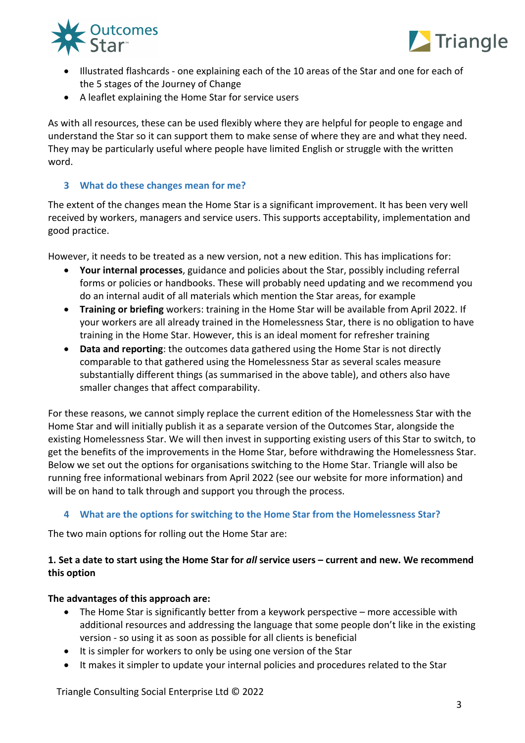- Illustrated flashcards - one explaining each of the 10 areas of the Star and one for each of the 5 stages of the Journey of Change
- A leaflet explaining the Home Star for service users

As with all resources, these can be used flexibly where they are helpful for people to engage and understand the Star so it can support them to make sense of where they are and what they need. They may be particularly useful where people have limited English or struggle with the written word.

## 3 What do these changes mean for me?

The extent of the changes mean the Home Star is a significant improvement. It has been very well received by workers, managers and service users. This supports acceptability, implementation and good practice.

However, it needs to be treated as a new version, not a new edition. This has implications for:

- **Your internal processes**, guidance and policies about the Star, possibly including referral forms or policies or handbooks. These will probably need updating and we recommend you do an internal audit of all materials which mention the Star areas, for example
- **Training or briefing** workers: training in the Home Star will be available from April 2022. If your workers are all already trained in the Homelessness Star, there is no obligation to have training in the Home Star. However, this is an ideal moment for refresher training
- **Data and reporting**: the outcomes data gathered using the Home Star is not directly comparable to that gathered using the Homelessness Star as several scales measure substantially different things (as summarised in the above table), and others also have smaller changes that affect comparability.

For these reasons, we cannot simply replace the current edition of the Homelessness Star with the Home Star and will initially publish it as a separate version of the Outcomes Star, alongside the existing Homelessness Star. We will then invest in supporting existing users of this Star to switch, to get the benefits of the improvements in the Home Star, before withdrawing the Homelessness Star. Below we set out the options for organisations switching to the Home Star. Triangle will also be running free informational webinars from April 2022 (see our website for more information) and will be on hand to talk through and support you through the process.

## 4 What are the options for switching to the Home Star from the Homelessness Star?

The two main options for rolling out the Home Star are:

**1. Set a date to start using the Home Star for *all* service users – current and new. We recommend this option**

**The advantages of this approach are:**

- The Home Star is significantly better from a keywork perspective – more accessible with additional resources and addressing the language that some people don't like in the existing version - so using it as soon as possible for all clients is beneficial
- It is simpler for workers to only be using one version of the Star
- It makes it simpler to update your internal policies and procedures related to the Star

Triangle Consulting Social Enterprise Ltd © 2022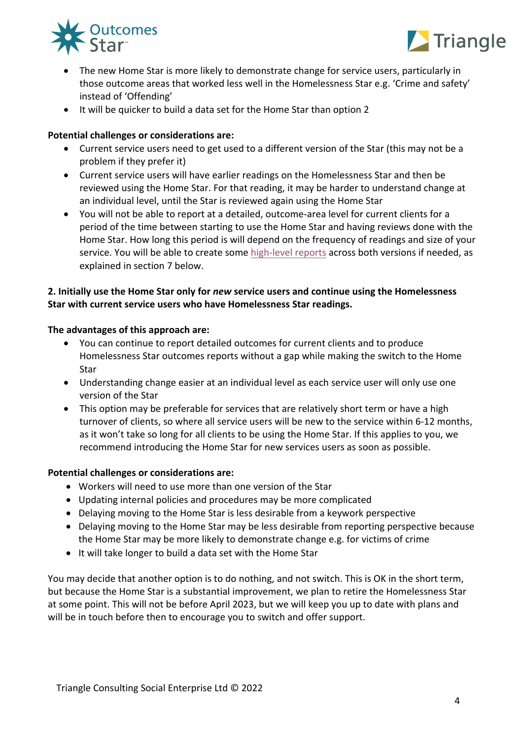- The new Home Star is more likely to demonstrate change for service users, particularly in those outcome areas that worked less well in the Homelessness Star e.g. 'Crime and safety' instead of 'Offending'
- It will be quicker to build a data set for the Home Star than option 2

**Potential challenges or considerations are:**

- Current service users need to get used to a different version of the Star (this may not be a problem if they prefer it)
- Current service users will have earlier readings on the Homelessness Star and then be reviewed using the Home Star. For that reading, it may be harder to understand change at an individual level, until the Star is reviewed again using the Home Star
- You will not be able to report at a detailed, outcome-area level for current clients for a period of the time between starting to use the Home Star and having reviews done with the Home Star. How long this period is will depend on the frequency of readings and size of your service. You will be able to create some high-level reports across both versions if needed, as explained in section 7 below.

**2. Initially use the Home Star only for *new* service users and continue using the Homelessness Star with current service users who have Homelessness Star readings.**

**The advantages of this approach are:**

- You can continue to report detailed outcomes for current clients and to produce Homelessness Star outcomes reports without a gap while making the switch to the Home Star
- Understanding change easier at an individual level as each service user will only use one version of the Star
- This option may be preferable for services that are relatively short term or have a high turnover of clients, so where all service users will be new to the service within 6-12 months, as it won't take so long for all clients to be using the Home Star. If this applies to you, we recommend introducing the Home Star for new services users as soon as possible.

**Potential challenges or considerations are:**

- Workers will need to use more than one version of the Star
- Updating internal policies and procedures may be more complicated
- Delaying moving to the Home Star is less desirable from a keywork perspective
- Delaying moving to the Home Star may be less desirable from reporting perspective because the Home Star may be more likely to demonstrate change e.g. for victims of crime
- It will take longer to build a data set with the Home Star

You may decide that another option is to do nothing, and not switch. This is OK in the short term, but because the Home Star is a substantial improvement, we plan to retire the Homelessness Star at some point. This will not be before April 2023, but we will keep you up to date with plans and will be in touch before then to encourage you to switch and offer support.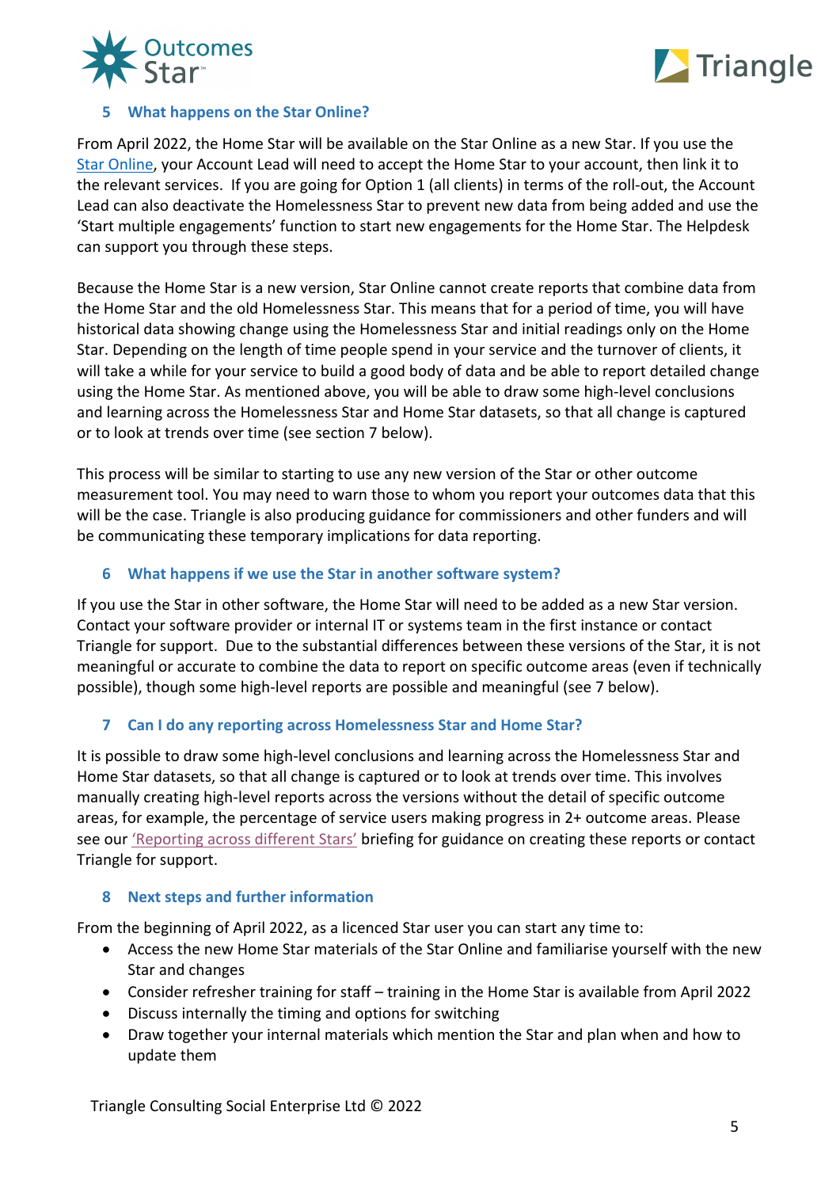## 5 What happens on the Star Online?

From April 2022, the Home Star will be available on the Star Online as a new Star. If you use the Star Online, your Account Lead will need to accept the Home Star to your account, then link it to the relevant services. If you are going for Option 1 (all clients) in terms of the roll-out, the Account Lead can also deactivate the Homelessness Star to prevent new data from being added and use the 'Start multiple engagements' function to start new engagements for the Home Star. The Helpdesk can support you through these steps.

Because the Home Star is a new version, Star Online cannot create reports that combine data from the Home Star and the old Homelessness Star. This means that for a period of time, you will have historical data showing change using the Homelessness Star and initial readings only on the Home Star. Depending on the length of time people spend in your service and the turnover of clients, it will take a while for your service to build a good body of data and be able to report detailed change using the Home Star. As mentioned above, you will be able to draw some high-level conclusions and learning across the Homelessness Star and Home Star datasets, so that all change is captured or to look at trends over time (see section 7 below).

This process will be similar to starting to use any new version of the Star or other outcome measurement tool. You may need to warn those to whom you report your outcomes data that this will be the case. Triangle is also producing guidance for commissioners and other funders and will be communicating these temporary implications for data reporting.

## 6 What happens if we use the Star in another software system?

If you use the Star in other software, the Home Star will need to be added as a new Star version. Contact your software provider or internal IT or systems team in the first instance or contact Triangle for support. Due to the substantial differences between these versions of the Star, it is not meaningful or accurate to combine the data to report on specific outcome areas (even if technically possible), though some high-level reports are possible and meaningful (see 7 below).

## 7 Can I do any reporting across Homelessness Star and Home Star?

It is possible to draw some high-level conclusions and learning across the Homelessness Star and Home Star datasets, so that all change is captured or to look at trends over time. This involves manually creating high-level reports across the versions without the detail of specific outcome areas, for example, the percentage of service users making progress in 2+ outcome areas. Please see our 'Reporting across different Stars' briefing for guidance on creating these reports or contact Triangle for support.

## 8 Next steps and further information

From the beginning of April 2022, as a licenced Star user you can start any time to:

- Access the new Home Star materials of the Star Online and familiarise yourself with the new Star and changes
- Consider refresher training for staff – training in the Home Star is available from April 2022
- Discuss internally the timing and options for switching
- Draw together your internal materials which mention the Star and plan when and how to update them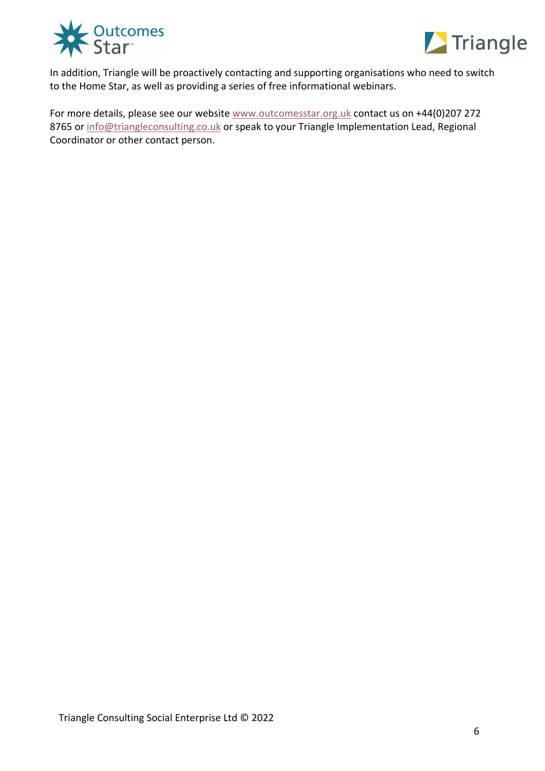In addition, Triangle will be proactively contacting and supporting organisations who need to switch to the Home Star, as well as providing a series of free informational webinars.

For more details, please see our website [www.outcomesstar.org.uk](http://www.outcomesstar.org.uk) contact us on +44(0)207 272 8765 or [info@triangleconsulting.co.uk](mailto:info@triangleconsulting.co.uk) or speak to your Triangle Implementation Lead, Regional Coordinator or other contact person.